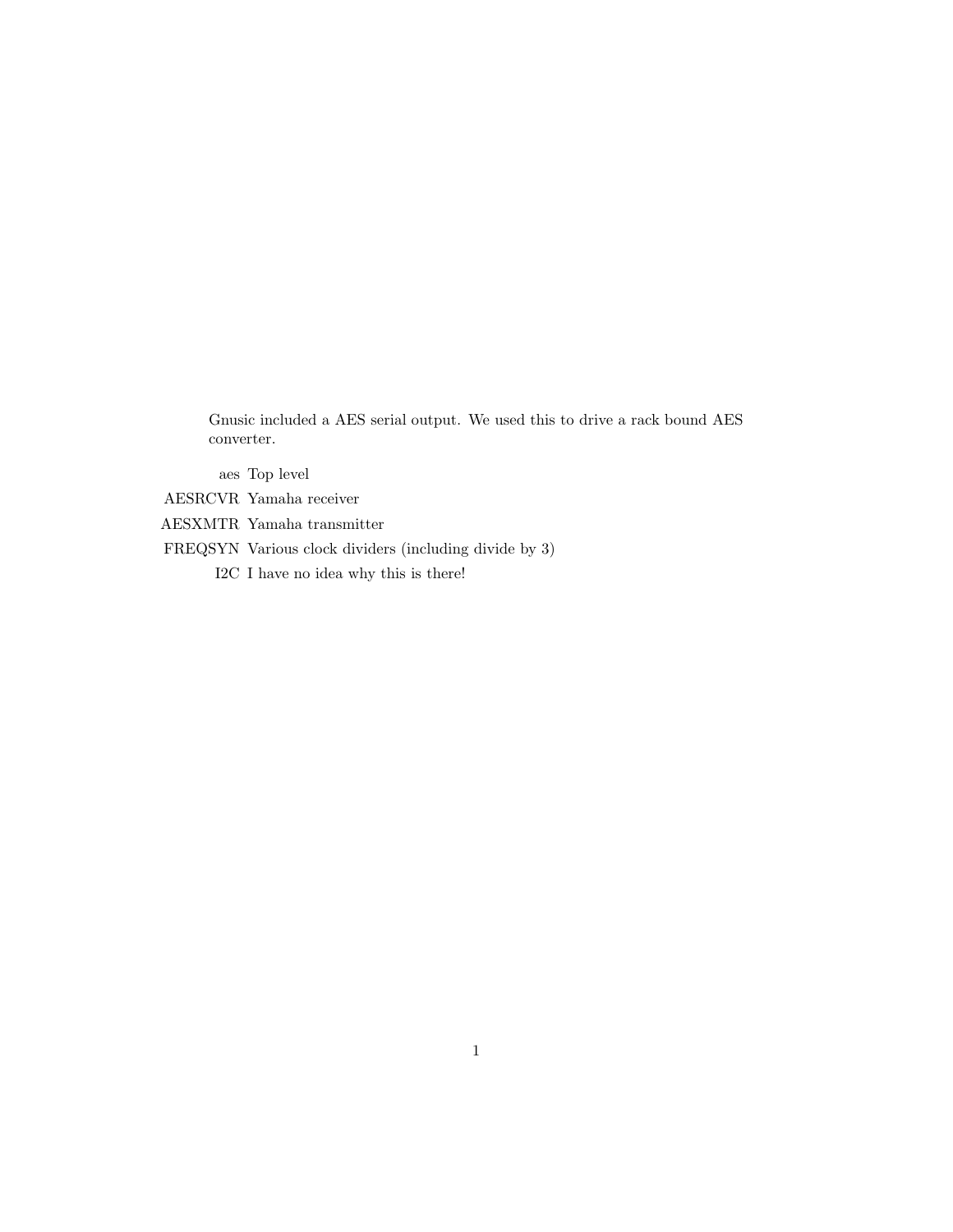Gnusic included a AES serial output. We used this to drive a rack bound AES converter.

**aes** Top level

**AESRCVR** Yamaha receiver

**AESXMTR** Yamaha transmitter

**FREQSYN** Various clock dividers (including divide by 3)

**I2C** I have no idea why this is there!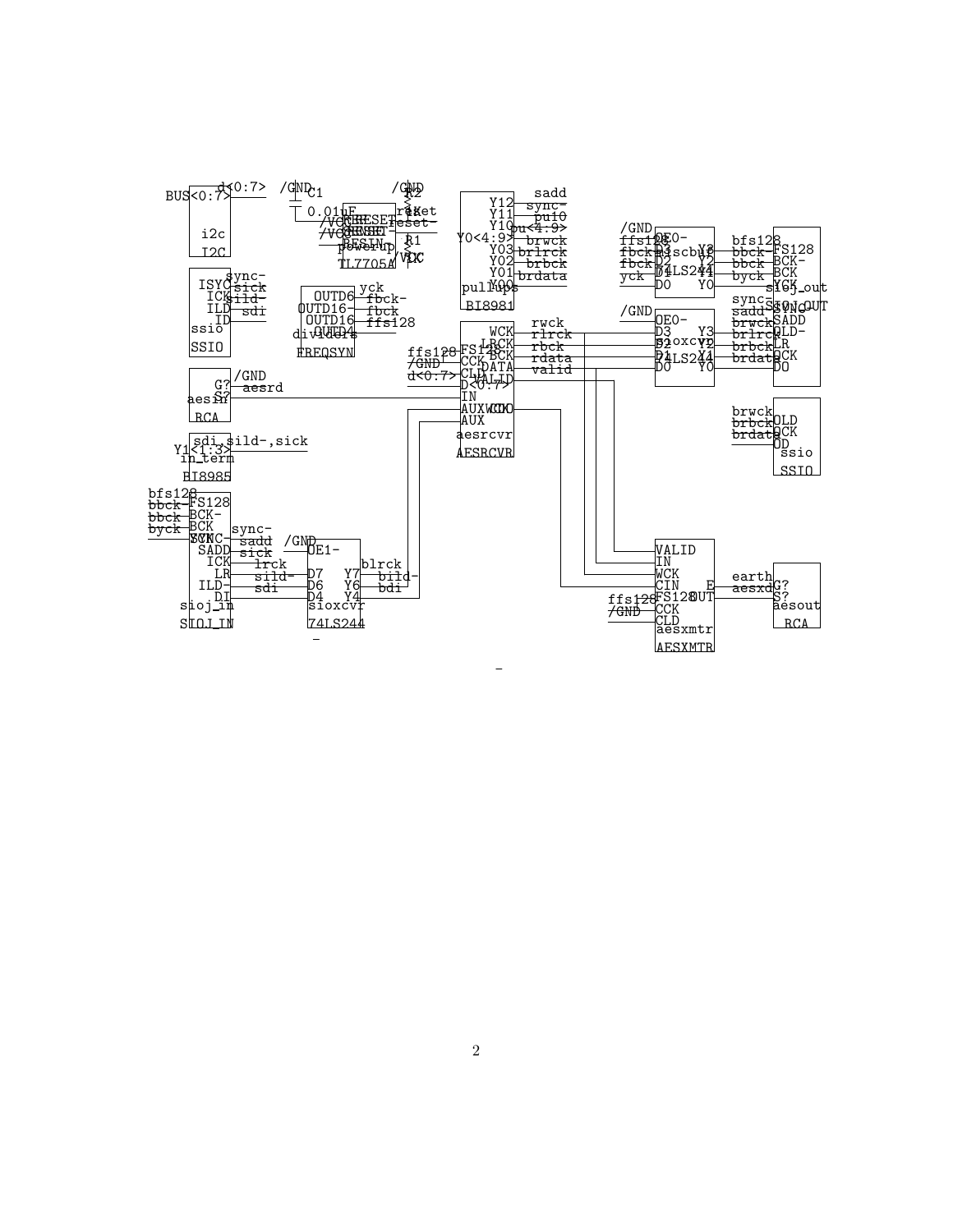```
BUS<0:7>  d<0:7>
i2c
I2C

/GND  C1  0.01uF
/VCC  RESET  /RESET  reset  reset-
/VCC  SENSE
RESIN  powerup
TL7705A
/GND  R2  1K
R1  1K  /VCC

ISYC  sync-
ICK  sick
ILD  sild-
ID  sdi
ssio
SSIO

OUTD6  yck
OUTD16-  fbck-
OUTD16  fbck
OUTD4  ffs128
dividers
FREQSYN

G?  /GND
S?  aesrd
aesin
RCA

sdi,sild-,sick
Y1<1:3>
in_term
BI8985

bfs128  FS128
bbck-  BCK-
bbck  BCK
byck  YCK
SYNC-  sync-
SADD  sadd
ICK  sick
LR  lrck
ILD-  sild-
DI  sdi
sioj_in
SIOJ_IN

/GND  OE1-
D7  Y7  blrck
D6  Y6  bild-
D4  Y4  bdi
sioxcvr
74LS244

Y12  sadd
Y11  sync-
Y10  pu10
Y0<4:9>  pu<4:9>
Y03  brwck
Y02  brlrck
Y01  brbck
Y00  brdata
pullups
BI8981

ffs128  FS128  WCK  rwck
/GND  CCK  LRCK  rlrck
CLD  BCK  rbck
d<0:7>  D<0:7>  DATA  rdata
VALID  valid
IN
AUXWCK
AUXCK
AUX
aesrcvr
AESRCVR

/GND  OE0-
ffs128  D3  Y3  bfs128
fbck-  D2  Y2  bbck-
fbck  D1  Y1  bbck
yck  D0  Y0  byck
miscbuf
74LS244

/GND  OE0-
D3  Y3  brlrck
D2  Y2  brbck
D1  Y1  brdata
D0  Y0
sioxcvr
74LS244

FS128
BCK-
BCK
YCK
sioj_out
sync-  SYNC-
sadd  SADD
brwck  OLD-
brlrck  LR
brbck  OCK
brdata  DO
SIOJ_OUT

brwck  OLD
brbck  OCK
brdata  OD
ssio
SSIO

VALID
IN
WCK
CIN  E  earth
ffs128  FS128  OUT  aesxd
/GND  CCK
CLD
aesxmtr
AESXMTR

G?
S?
aesout
RCA
```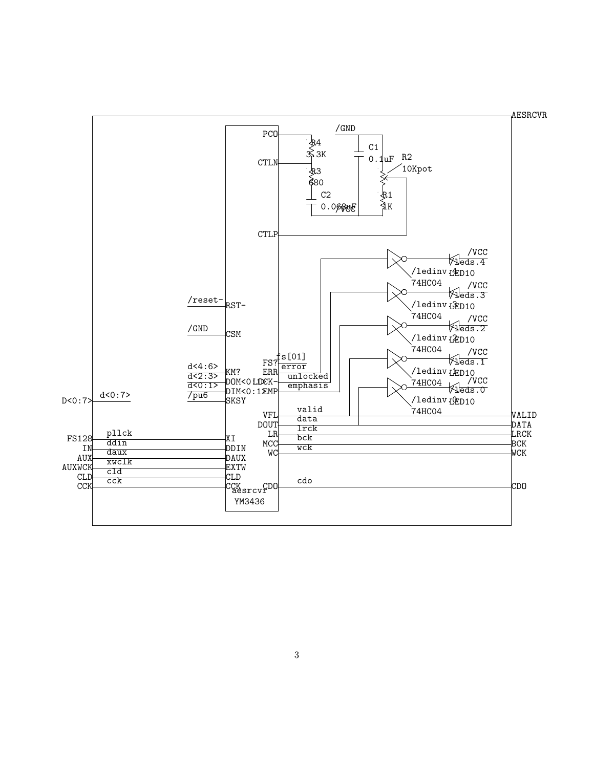AESRCVR

/GND

PCO

R4
3.3K

C1
0.1uF

R2
10Kpot

CTLN

R3
680

C2
0.068uF

R1
1K

/VCC

CTLP

/VCC
/leds.4
/ledinv.4
74HC04
LED10

/VCC
/leds.3
/ledinv.3
74HC04
LED10

/VCC
/leds.2
/ledinv.2
74HC04
LED10

/VCC
/leds.1
/ledinv.1
74HC04
LED10

/VCC
/leds.0
/ledinv.0
74HC04
LED10

/reset- RST-

/GND CSM

fs[01] FS?
error ERR
d<4:6> KM?
unlocked LOCK-
d<2:3> DOM<0:1>
emphasis EMP
d<0:1> DIM<0:1>
/pu6 SKSY

D<0:7> d<0:7>

VFL valid VALID
DOUT data DATA
LR lrck LRCK
MCC bck BCK
WC wck WCK

FS128 pllck XI
IN ddin DDIN
AUX daux DAUX
AUXWCK xwclk EXTW
CLD cld CLD
CCK cck CCK

CDO cdo CDO

aesrcvr
YM3436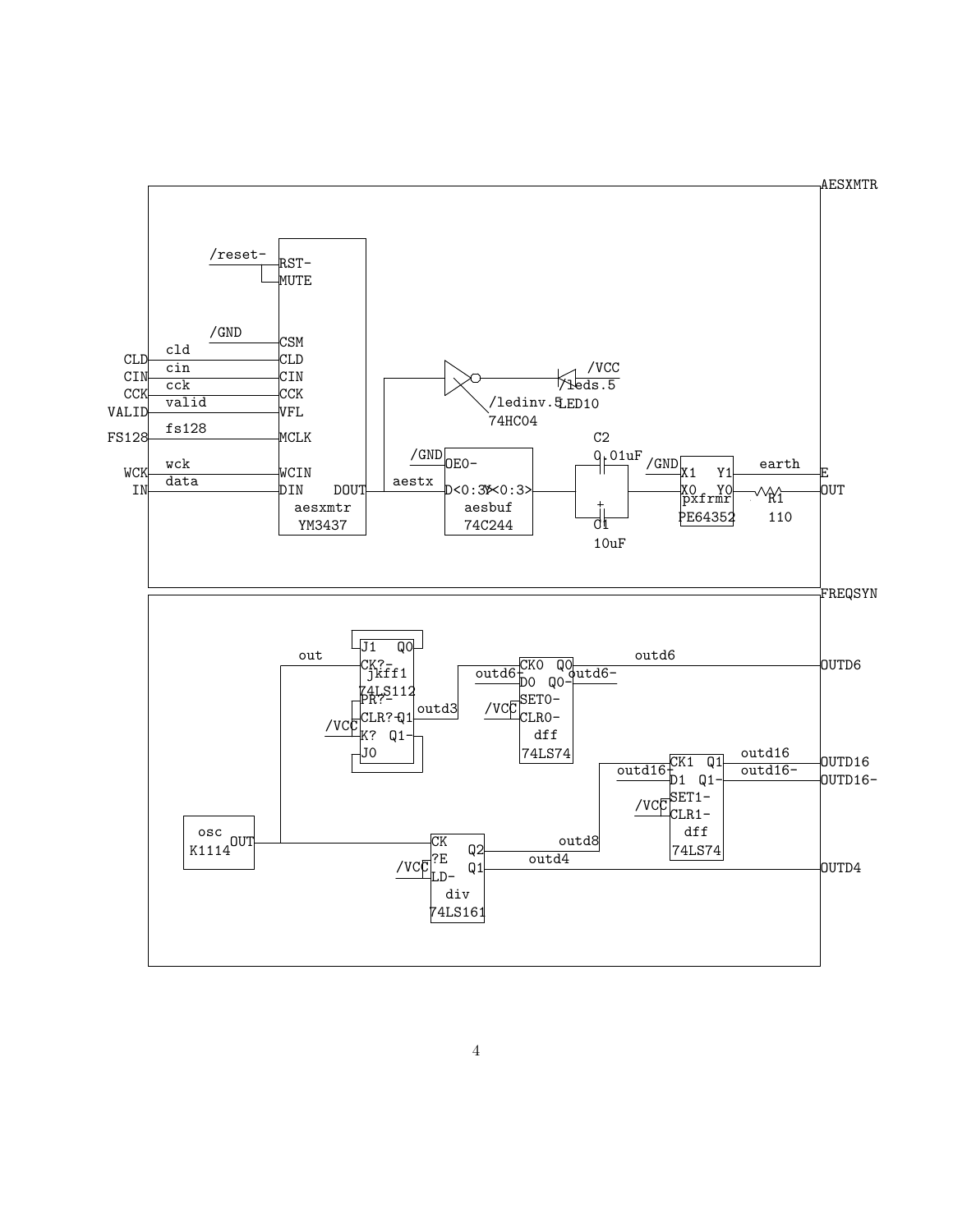AESXMTR

/reset- RST- MUTE

/GND CSM

CLD cld CLD

CIN cin CIN

CCK cck CCK

VALID valid VFL

FS128 fs128 MCLK

WCK wck WCIN

IN data DIN DOUT

aesxmtr

YM3437

/ledinv.5

74HC04

/VCC

/leds.5

LED10

/GND OE0-

aestx D<0:3> Y<0:3>

aesbuf

74C244

C2

0.01uF

C1

10uF

/GND X1 Y1 earth E

X0 Y0 OUT

pxfrmr R1

PE64352 110

FREQSYN

J1 Q0

out CK?-

jkff1

74LS112

PR?-

CLR?- Q1 outd3

/VCC K? Q1-

J0

outd6

CK0 Q0 OUTD6

outd6- D0 Q0- outd6-

/VCC SET0-

CLR0-

dff

74LS74

outd16

CK1 Q1 OUTD16

outd16- D1 Q1- outd16- OUTD16-

/VCC SET1-

CLR1-

dff

74LS74

osc

K1114 OUT

CK Q2 outd8

/VCC ?E Q1 outd4 OUTD4

LD-

div

74LS161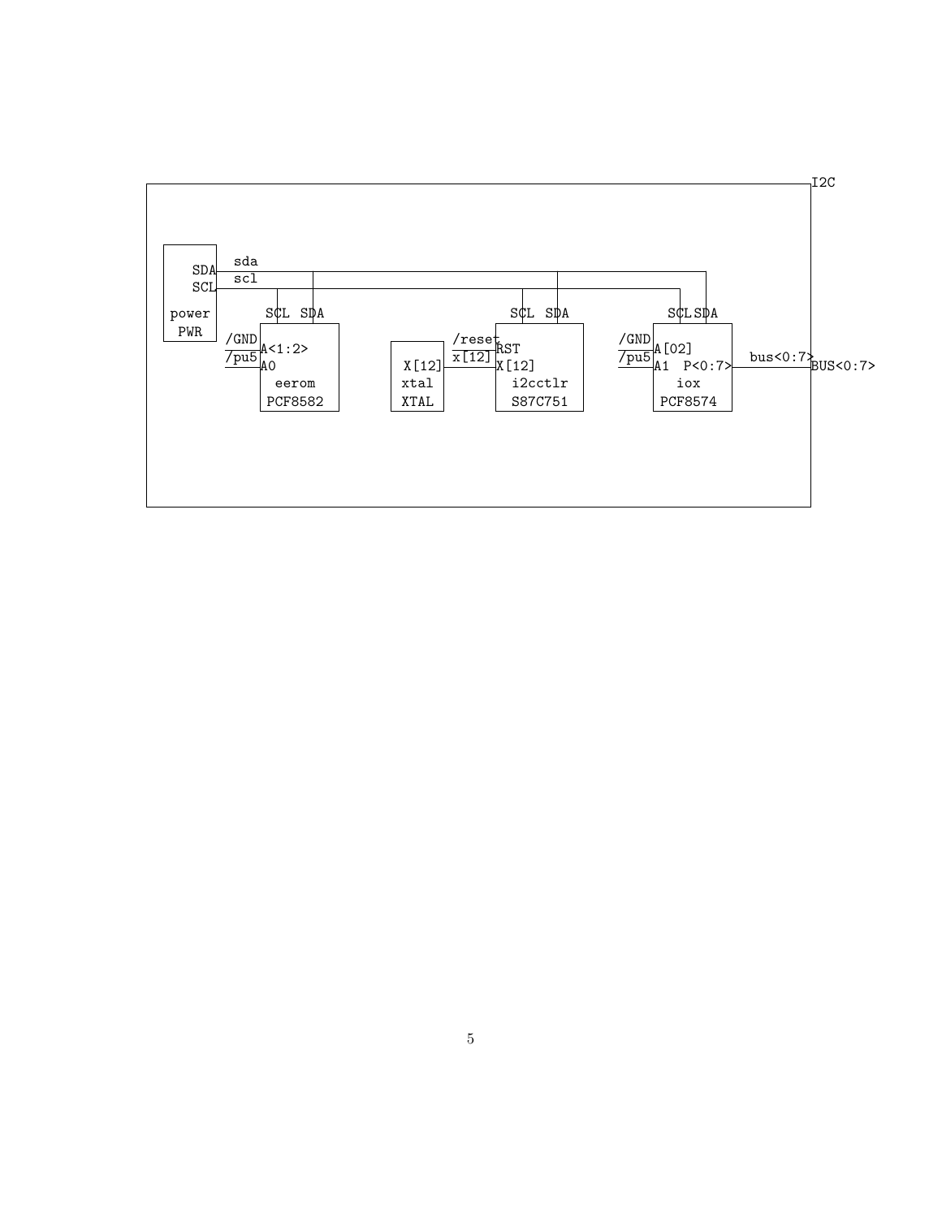I2C

SDA
SCL
power
PWR

sda
scl

SCL SDA
/GND
/pu5
A<1:2>
A0
eerom
PCF8582

X[12]
xtal
XTAL

/reset
x[12]

SCL SDA
RST
X[12]
i2cctlr
S87C751

/GND
/pu5

SCL SDA
A[02]
A1 P<0:7>
iox
PCF8574

bus<0:7>
BUS<0:7>